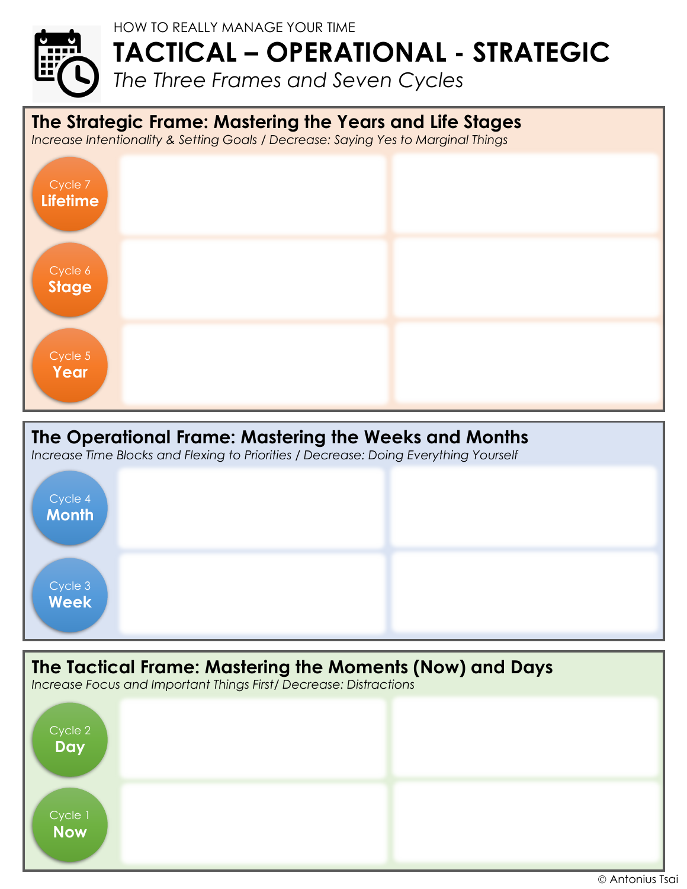HOW TO REALLY MANAGE YOUR TIME

# TACTICAL – OPERATIONAL - STRATEGIC

*The Three Frames and Seven Cycles*

## The Strategic Frame: Mastering the Years and Life Stages

*Increase Intentionality & Setting Goals / Decrease: Saying Yes to Marginal Things*

| Cycle | | |
|---|---|---|
| Cycle 7 **Lifetime** | | |
| Cycle 6 **Stage** | | |
| Cycle 5 **Year** | | |

## The Operational Frame: Mastering the Weeks and Months

*Increase Time Blocks and Flexing to Priorities / Decrease: Doing Everything Yourself*

| Cycle | | |
|---|---|---|
| Cycle 4 **Month** | | |
| Cycle 3 **Week** | | |

## The Tactical Frame: Mastering the Moments (Now) and Days

*Increase Focus and Important Things First/ Decrease: Distractions*

| Cycle | | |
|---|---|---|
| Cycle 2 **Day** | | |
| Cycle 1 **Now** | | |

© Antonius Tsai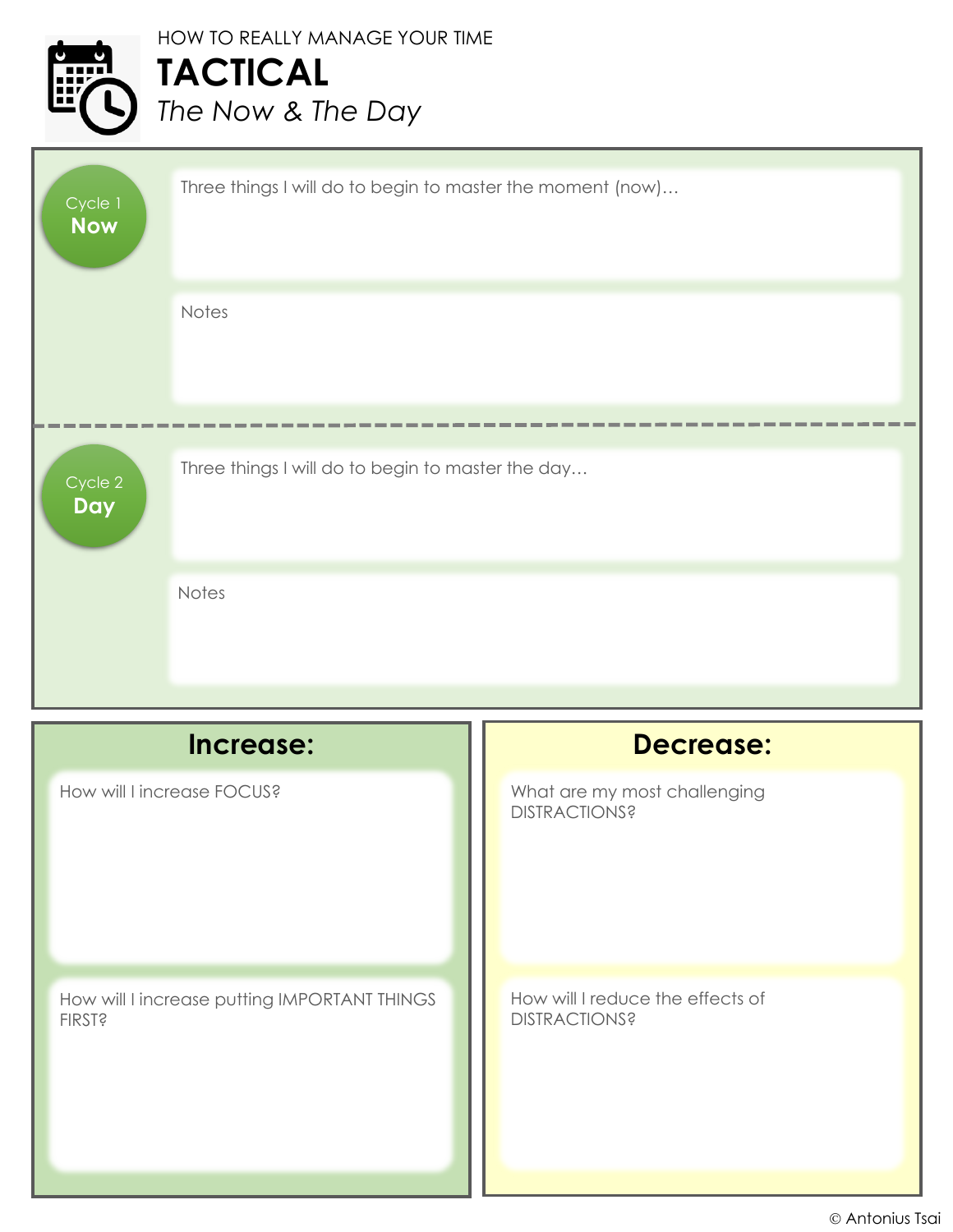HOW TO REALLY MANAGE YOUR TIME

# TACTICAL

*The Now & The Day*

## Cycle 1 Now

Three things I will do to begin to master the moment (now)…

Notes

---

## Cycle 2 Day

Three things I will do to begin to master the day…

Notes

## Increase:

How will I increase FOCUS?

How will I increase putting IMPORTANT THINGS FIRST?

## Decrease:

What are my most challenging DISTRACTIONS?

How will I reduce the effects of DISTRACTIONS?

© Antonius Tsai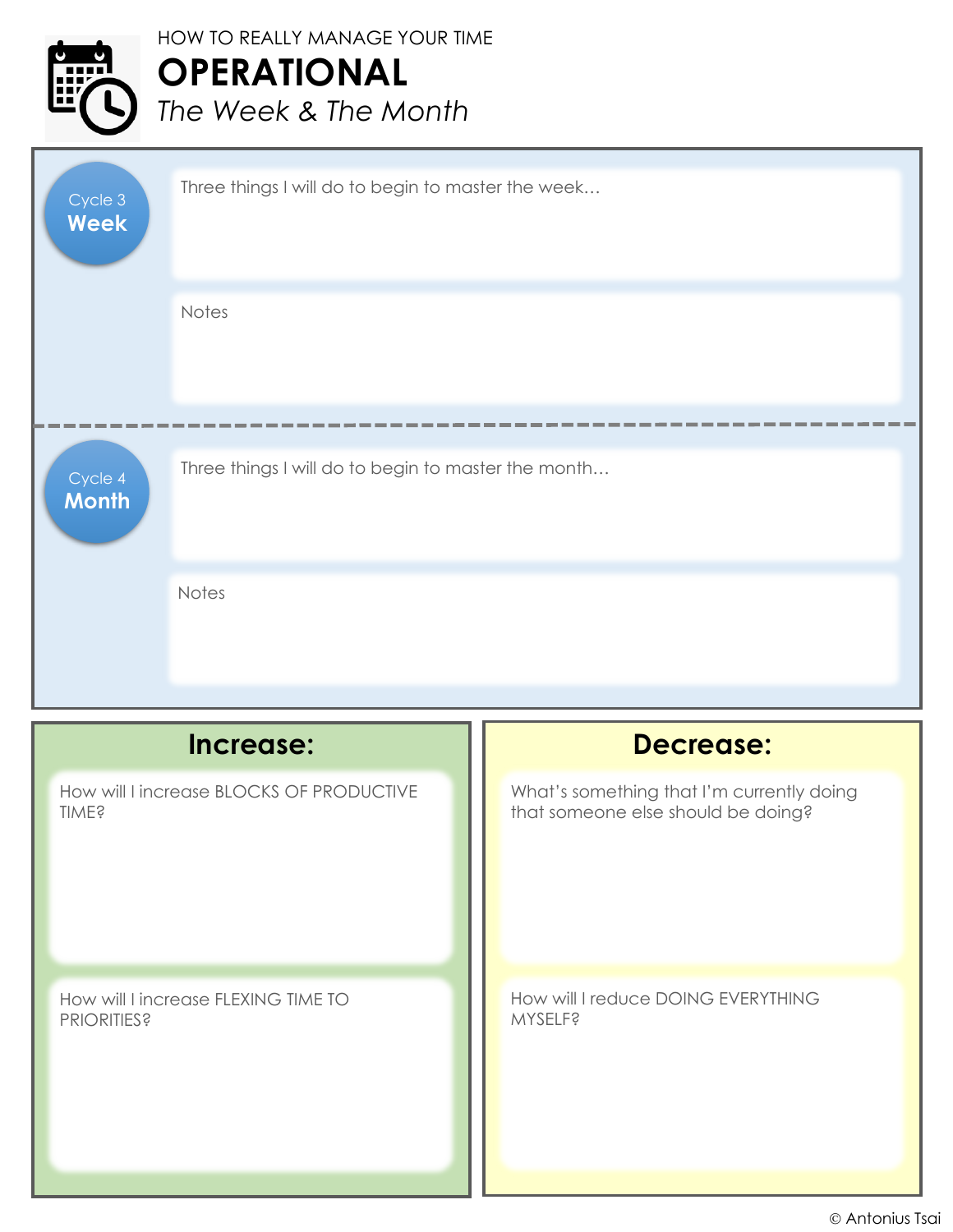HOW TO REALLY MANAGE YOUR TIME

# OPERATIONAL

*The Week & The Month*

## Cycle 3 Week

Three things I will do to begin to master the week…

Notes

## Cycle 4 Month

Three things I will do to begin to master the month…

Notes

## Increase:

How will I increase BLOCKS OF PRODUCTIVE TIME?

How will I increase FLEXING TIME TO PRIORITIES?

## Decrease:

What's something that I'm currently doing that someone else should be doing?

How will I reduce DOING EVERYTHING MYSELF?

© Antonius Tsai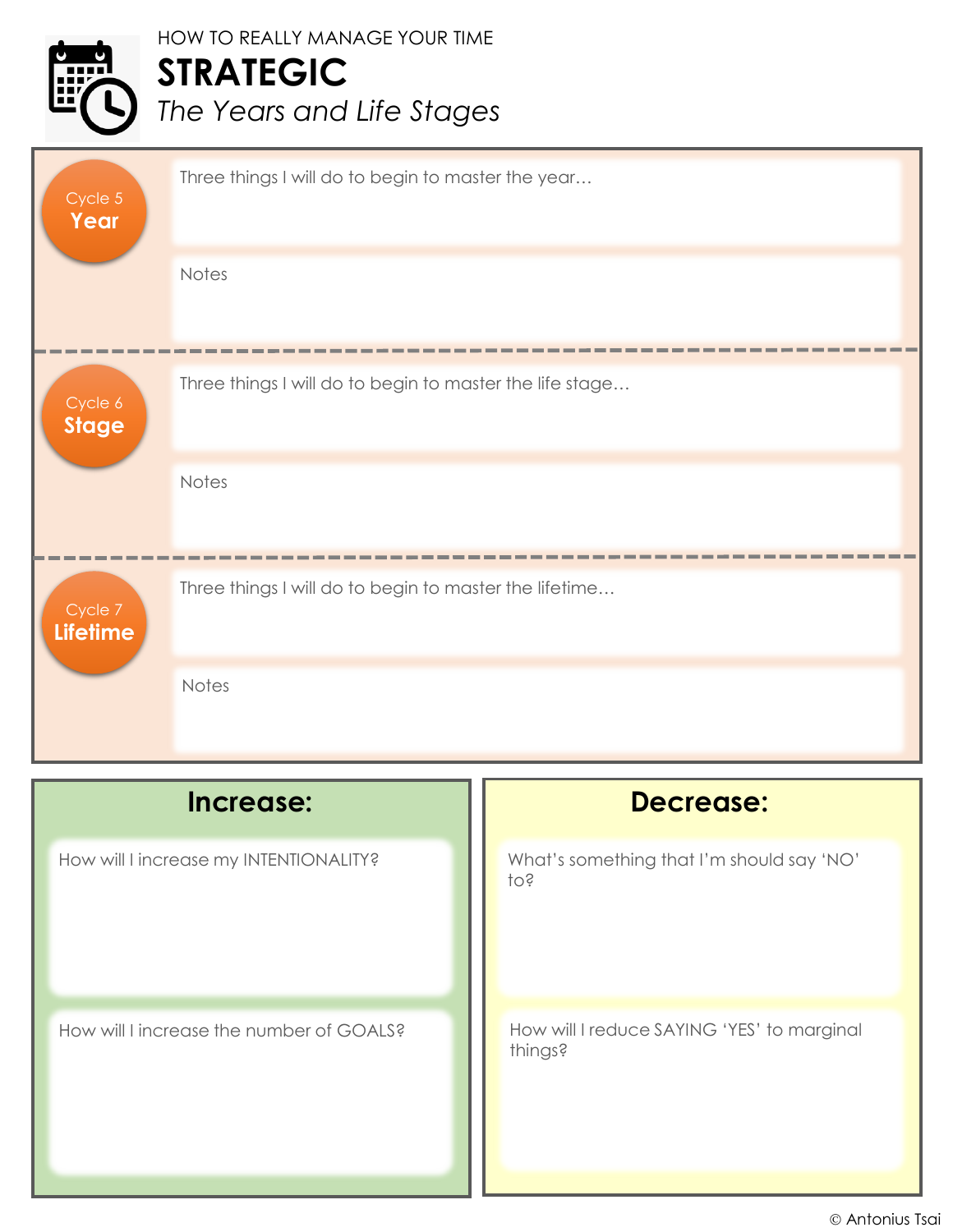HOW TO REALLY MANAGE YOUR TIME

# STRATEGIC

*The Years and Life Stages*

## Cycle 5 Year

Three things I will do to begin to master the year…

Notes

## Cycle 6 Stage

Three things I will do to begin to master the life stage…

Notes

## Cycle 7 Lifetime

Three things I will do to begin to master the lifetime…

Notes

## Increase:

How will I increase my INTENTIONALITY?

How will I increase the number of GOALS?

## Decrease:

What's something that I'm should say 'NO' to?

How will I reduce SAYING 'YES' to marginal things?

© Antonius Tsai